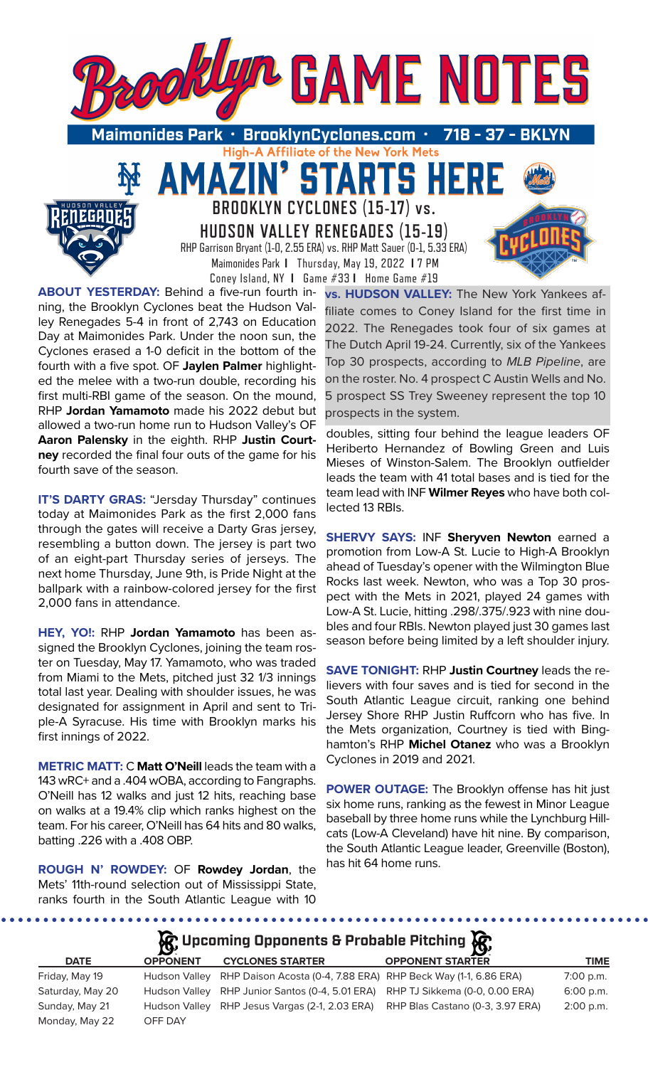# Brooklyn GAME NOTES

**Maimonides Park • BrooklynCyclones.com • 718 - 37 - BKLYN**

High-A Affiliate of the New York Mets

## AMAZIN' STARTS HERE

## BROOKLYN CYCLONES (15-17) vs. HUDSON VALLEY RENEGADES (15-19)

RHP Garrison Bryant (1-0, 2.55 ERA) vs. RHP Matt Sauer (0-1, 5.33 ERA)

Maimonides Park | Thursday, May 19, 2022 | 7 PM

Coney Island, NY | Game #33 | Home Game #19

**ABOUT YESTERDAY:** Behind a five-run fourth inning, the Brooklyn Cyclones beat the Hudson Valley Renegades 5-4 in front of 2,743 on Education Day at Maimonides Park. Under the noon sun, the Cyclones erased a 1-0 deficit in the bottom of the fourth with a five spot. OF **Jaylen Palmer** highlighted the melee with a two-run double, recording his first multi-RBI game of the season. On the mound, RHP **Jordan Yamamoto** made his 2022 debut but allowed a two-run home run to Hudson Valley's OF **Aaron Palensky** in the eighth. RHP **Justin Courtney** recorded the final four outs of the game for his fourth save of the season.

**IT'S DARTY GRAS:** "Jersday Thursday" continues today at Maimonides Park as the first 2,000 fans through the gates will receive a Darty Gras jersey, resembling a button down. The jersey is part two of an eight-part Thursday series of jerseys. The next home Thursday, June 9th, is Pride Night at the ballpark with a rainbow-colored jersey for the first 2,000 fans in attendance.

**HEY, YO!:** RHP **Jordan Yamamoto** has been assigned the Brooklyn Cyclones, joining the team roster on Tuesday, May 17. Yamamoto, who was traded from Miami to the Mets, pitched just 32 1/3 innings total last year. Dealing with shoulder issues, he was designated for assignment in April and sent to Triple-A Syracuse. His time with Brooklyn marks his first innings of 2022.

**METRIC MATT:** C **Matt O'Neill** leads the team with a 143 wRC+ and a .404 wOBA, according to Fangraphs. O'Neill has 12 walks and just 12 hits, reaching base on walks at a 19.4% clip which ranks highest on the team. For his career, O'Neill has 64 hits and 80 walks, batting .226 with a .408 OBP.

**ROUGH N' ROWDEY:** OF **Rowdey Jordan**, the Mets' 11th-round selection out of Mississippi State, ranks fourth in the South Atlantic League with 10 doubles, sitting four behind the league leaders OF Heriberto Hernandez of Bowling Green and Luis Mieses of Winston-Salem. The Brooklyn outfielder leads the team with 41 total bases and is tied for the team lead with INF **Wilmer Reyes** who have both collected 13 RBIs.

**vs. HUDSON VALLEY:** The New York Yankees affiliate comes to Coney Island for the first time in 2022. The Renegades took four of six games at The Dutch April 19-24. Currently, six of the Yankees Top 30 prospects, according to *MLB Pipeline*, are on the roster. No. 4 prospect C Austin Wells and No. 5 prospect SS Trey Sweeney represent the top 10 prospects in the system.

**SHERVY SAYS:** INF **Sheryven Newton** earned a promotion from Low-A St. Lucie to High-A Brooklyn ahead of Tuesday's opener with the Wilmington Blue Rocks last week. Newton, who was a Top 30 prospect with the Mets in 2021, played 24 games with Low-A St. Lucie, hitting .298/.375/.923 with nine doubles and four RBIs. Newton played just 30 games last season before being limited by a left shoulder injury.

**SAVE TONIGHT:** RHP **Justin Courtney** leads the relievers with four saves and is tied for second in the South Atlantic League circuit, ranking one behind Jersey Shore RHP Justin Ruffcorn who has five. In the Mets organization, Courtney is tied with Binghamton's RHP **Michel Otanez** who was a Brooklyn Cyclones in 2019 and 2021.

**POWER OUTAGE:** The Brooklyn offense has hit just six home runs, ranking as the fewest in Minor League baseball by three home runs while the Lynchburg Hillcats (Low-A Cleveland) have hit nine. By comparison, the South Atlantic League leader, Greenville (Boston), has hit 64 home runs.

## Upcoming Opponents & Probable Pitching

| DATE | OPPONENT | CYCLONES STARTER | OPPONENT STARTER | TIME |
|---|---|---|---|---|
| Friday, May 19 | Hudson Valley | RHP Daison Acosta (0-4, 7.88 ERA) | RHP Beck Way (1-1, 6.86 ERA) | 7:00 p.m. |
| Saturday, May 20 | Hudson Valley | RHP Junior Santos (0-4, 5.01 ERA) | RHP TJ Sikkema (0-0, 0.00 ERA) | 6:00 p.m. |
| Sunday, May 21 | Hudson Valley | RHP Jesus Vargas (2-1, 2.03 ERA) | RHP Blas Castano (0-3, 3.97 ERA) | 2:00 p.m. |
| Monday, May 22 | OFF DAY | | | |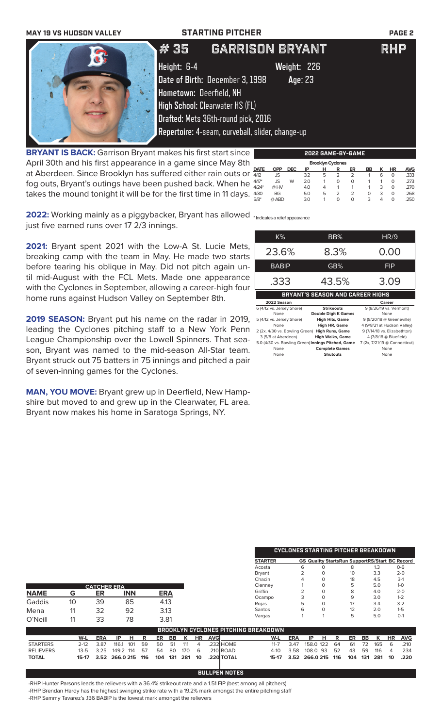**MAY 19 VS HUDSON VALLEY** — **STARTING PITCHER**

# # 35 GARRISON BRYANT — RHP

Height: 6-4 — Weight: 226

Date of Birth: December 3, 1998 — Age: 23

Hometown: Deerfield, NH

High School: Clearwater HS (FL)

Drafted: Mets 36th-round pick, 2016

Repertoire: 4-seam, curveball, slider, change-up

**BRYANT IS BACK:** Garrison Bryant makes his first start since April 30th and his first appearance in a game since May 8th at Aberdeen. Since Brooklyn has suffered either rain outs or fog outs, Bryant's outings have been pushed back. When he takes the mound tonight it will be for the first time in 11 days.

**2022:** Working mainly as a piggybacker, Bryant has allowed just five earned runs over 17 2/3 innings.

**2021:** Bryant spent 2021 with the Low-A St. Lucie Mets, breaking camp with the team in May. He made two starts before tearing his oblique in May. Did not pitch again until mid-August with the FCL Mets. Made one appearance with the Cyclones in September, allowing a career-high four home runs against Hudson Valley on September 8th.

**2019 SEASON:** Bryant put his name on the radar in 2019, leading the Cyclones pitching staff to a New York Penn League Championship over the Lowell Spinners. That season, Bryant was named to the mid-season All-Star team. Bryant struck out 75 batters in 75 innings and pitched a pair of seven-inning games for the Cyclones.

**MAN, YOU MOVE:** Bryant grew up in Deerfield, New Hampshire but moved to and grew up in the Clearwater, FL area. Bryant now makes his home in Saratoga Springs, NY.

## 2022 GAME-BY-GAME

Brooklyn Cyclones

| DATE | OPP | DEC | IP | H | R | ER | BB | K | HR | AVG |
|---|---|---|---|---|---|---|---|---|---|---|
| 4/12 | JS | | 3.2 | 5 | 2 | 2 | 1 | 6 | 0 | .333 |
| 4/17* | JS | W | 2.0 | 1 | 0 | 0 | 1 | 1 | 0 | .273 |
| 4/24* | @HV | | 4.0 | 4 | 1 | 1 | 1 | 3 | 0 | .270 |
| 4/30 | BG | | 5.0 | 5 | 2 | 2 | 0 | 3 | 0 | .268 |
| 5/8* | @ABD | | 3.0 | 1 | 0 | 0 | 3 | 4 | 0 | .250 |

\* Indicates a relief appearance

| K% | BB% | HR/9 |
|---|---|---|
| 23.6% | 8.3% | 0.00 |
| **BABIP** | **GB%** | **FIP** |
| .333 | 43.5% | 3.09 |

## BRYANT'S SEASON AND CAREER HIGHS

| 2022 Season | | Career |
|---|---|---|
| 6 (4/12 vs. Jersey Shore) | Strikeouts | 9 (8/26/19 vs. Vermont) |
| None | Double Digit K Games | None |
| 5 (4/12 vs. Jersey Shore) | High Hits, Game | 9 (8/20/18 @ Greeneville) |
| None | High HR, Game | 4 (9/8/21 at Hudson Valley) |
| 2 (2x, 4/30 vs. Bowling Green) | High Runs, Game | 9 (7/14/18 vs. Elizabethton) |
| 3 (5/8 at Aberdeen) | High Walks, Game | 4 (7/8/18 @ Bluefield) |
| 5.0 (4/30 vs. Bowling Green) | Innings Pitched, Game | 7 (2x, 7/21/19 @ Connecticut) |
| None | Complete Games | None |
| None | Shutouts | None |

## CATCHER ERA

| NAME | G | ER | INN | ERA |
|---|---|---|---|---|
| Gaddis | 10 | 39 | 85 | 4.13 |
| Mena | 11 | 32 | 92 | 3.13 |
| O'Neill | 11 | 33 | 78 | 3.81 |

## CYCLONES STARTING PITCHER BREAKDOWN

| STARTER | GS | Quality Starts | Run Support | RS/Start | BC Record |
|---|---|---|---|---|---|
| Acosta | 6 | 0 | 8 | 1.3 | 0-6 |
| Bryant | 2 | 0 | 10 | 3.3 | 2-0 |
| Chacin | 4 | 0 | 18 | 4.5 | 3-1 |
| Clenney | 1 | 0 | 5 | 5.0 | 1-0 |
| Griffin | 2 | 0 | 8 | 4.0 | 2-0 |
| Ocampo | 3 | 0 | 9 | 3.0 | 1-2 |
| Rojas | 5 | 0 | 17 | 3.4 | 3-2 |
| Santos | 6 | 0 | 12 | 2.0 | 1-5 |
| Vargas | 1 | 1 | 5 | 5.0 | 0-1 |

## BROOKLYN CYCLONES PITCHING BREAKDOWN

| | W-L | ERA | IP | H | R | ER | BB | K | HR | AVG |
|---|---|---|---|---|---|---|---|---|---|---|
| STARTERS | 2-12 | 3.87 | 116.1 | 101 | 59 | 50 | 51 | 111 | 4 | .232 |
| RELIEVERS | 13-5 | 3.25 | 149.2 | 114 | 57 | 54 | 80 | 170 | 6 | .210 |
| TOTAL | 15-17 | 3.52 | 266.0 | 215 | 116 | 104 | 131 | 281 | 10 | .220 |

| | W-L | ERA | IP | H | R | ER | BB | K | HR | AVG |
|---|---|---|---|---|---|---|---|---|---|---|
| HOME | 11-7 | 3.47 | 158.0 | 122 | 64 | 61 | 72 | 165 | 6 | .210 |
| ROAD | 4-10 | 3.58 | 108.0 | 93 | 52 | 43 | 59 | 116 | 4 | .234 |
| TOTAL | 15-17 | 3.52 | 266.0 | 215 | 116 | 104 | 131 | 281 | 10 | .220 |

## BULLPEN NOTES

- RHP Hunter Parsons leads the relievers with a 36.4% strikeout rate and a 1.51 FIP (best among all pitchers)
- RHP Brendan Hardy has the highest swinging strike rate with a 19.2% mark amongst the entire pitching staff
- RHP Sammy Tavarez's .136 BABIP is the lowest mark amongst the relievers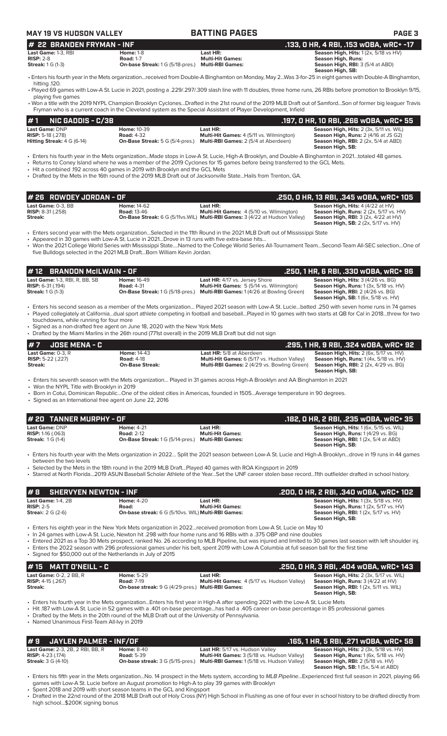## # 22 BRANDEN FRYMAN - INF — .133, 0 HR, 4 RBI, .153 wOBA, wRC+ -17

| | | | |
|---|---|---|---|
| **Last Game:** 1-3, RBI | **Home:** 1-8 | **Last HR:** | **Season High, Hits:** 1 (2x, 5/18 vs HV) |
| **RISP:** 2-8 | **Road:** 1-7 | **Multi-Hit Games:** | **Season High, Runs:** |
| **Streak:** 1 G (1-3) | **On-base Streak:** 1 G (5/18-pres.) | **Multi-RBI Games:** | **Season High, RBI:** 3 (5/4 at ABD) |
| | | | **Season High, SB:** |

- Enters his fourth year in the Mets organization...received from Double-A Binghamton on Monday, May 2...Was 3-for-25 in eight games with Double-A Binghamton, hitting .120.
- Played 69 games with Low-A St. Lucie in 2021, posting a .229/.297/.309 slash line with 11 doubles, three home runs, 26 RBIs before promotion to Brooklyn 9/15, playing five games
- Won a title with the 2019 NYPL Champion Brooklyn Cyclones...Drafted in the 21st round of the 2019 MLB Draft out of Samford...Son of former big leaguer Travis Fryman who is a current coach in the Cleveland system as the Special Assistant of Player Development, Infield

## # 1 NIC GADDIS - C/3B — .197, 0 HR, 10 RBI, .266 wOBA, wRC+ 55

| | | | |
|---|---|---|---|
| **Last Game:** DNP | **Home:** 10-39 | **Last HR:** | **Season High, Hits:** 2 (3x, 5/11 vs. WIL) |
| **RISP:** 5-18 (.278) | **Road:** 4-32 | **Multi-Hit Games:** 4 (5/11 vs. Wilmington) | **Season High, Runs:** 2 (4/16 at JS G2) |
| **Hitting Streak:** 4 G (6-14) | **On-Base Streak:** 5 G (5/4-pres.) | **Multi-RBI Games:** 2 (5/4 at Aberdeen) | **Season High, RBI:** 2 (2x, 5/4 at ABD) |
| | | | **Season High, SB:** |

- Enters his fourth year in the Mets organization...Made stops in Low-A St. Lucie, High-A Brooklyn, and Double-A Binghamton in 2021...totaled 48 games.
- Returns to Coney Island where he was a member of the 2019 Cyclones for 15 games before being transferred to the GCL Mets.
- Hit a combined .192 across 40 games in 2019 with Brooklyn and the GCL Mets
- Drafted by the Mets in the 16th round of the 2019 MLB Draft out of Jacksonville State...Hails from Trenton, GA.

## # 26 ROWDEY JORDAN - OF — .250, 0 HR, 13 RBI, .345 wOBA, wRC+ 105

| | | | |
|---|---|---|---|
| **Last Game:** 0-3, BB | **Home:** 14-62 | **Last HR:** | **Season High, Hits:** 4 (4/22 at HV) |
| **RISP:** 8-31 (.258) | **Road:** 13-46 | **Multi-Hit Games:** 4 (5/10 vs. Wilmington) | **Season High, Runs:** 2 (2x, 5/17 vs. HV) |
| **Streak:** | **On-Base Streak:** 6 G (5/11vs.WIL) | **Multi-RBI Games:** 3 (4/22 at Hudson Valley) | **Season High, RBI:** 3 (2x, 4/22 at HV) |
| | | | **Season High, SB:** 2 (2x, 5/17 vs. HV) |

- Enters second year with the Mets organization...Selected in the 11th Round in the 2021 MLB Draft out of Mississippi State
- Appeared in 30 games with Low-A St. Lucie in 2021...Drove in 13 runs with five extra-base hits...
- Won the 2021 College World Series with Mississippi State....Named to the College World Series All-Tournament Team...Second-Team All-SEC selection...One of five Bulldogs selected in the 2021 MLB Draft...Born William Kevin Jordan.

## # 12 BRANDON McILWAIN - OF — .250, 1 HR, 6 RBI, .330 wOBA, wRC+ 96

| | | | |
|---|---|---|---|
| **Last Game:** 1-3, RBI, R, BB, SB | **Home:** 16-49 | **Last HR:** 4/17 vs. Jersey Shore | **Season High, Hits:** 3 (4/26 vs. BG) |
| **RISP:** 6-31 (.194) | **Road:** 4-31 | **Multi-Hit Games:** 5 (5/14 vs. Wilmington) | **Season High, Runs:** 1 (3x, 5/18 vs. HV) |
| **Streak:** 1 G (1-3) | **On-Base Streak:** 1 G (5/18-pres.) | **Multi-RBI Games:** 1 (4/26 at Bowling Green) | **Season High, RBI:** 2 (4/26 vs. BG) |
| | | | **Season High, SB:** 1 (6x, 5/18 vs. HV) |

- Enters his second season as a member of the Mets organization... Played 2021 season with Low-A St. Lucie...batted .250 with seven home runs in 74 games
- Played collegiately at California...dual sport athlete competing in football and baseball...Played in 10 games with two starts at QB for Cal in 2018...threw for two touchdowns, while running for four more
- Signed as a non-drafted free agent on June 18, 2020 with the New York Mets
- Drafted by the Miami Marlins in the 26th round (771st overall) in the 2019 MLB Draft but did not sign

## # 7 JOSE MENA - C — .295, 1 HR, 9 RBI, .324 wOBA, wRC+ 92

| | | | |
|---|---|---|---|
| **Last Game:** 0-3, R | **Home:** 14-43 | **Last HR:** 5/8 at Aberdeen | **Season High, Hits:** 2 (6x, 5/17 vs. HV) |
| **RISP:** 5-22 (.227) | **Road:** 4-18 | **Multi-Hit Games:** 6 (5/17 vs. Hudson Valley) | **Season High, Runs:** 1 (4x, 5/18 vs. HV) |
| **Streak:** | **On-Base Streak:** | **Multi-RBI Games:** 2 (4/29 vs. Bowling Green) | **Season High, RBI:** 2 (2x, 4/29 vs. BG) |
| | | | **Season High, SB:** |

- Enters his seventh season with the Mets organization... Played in 31 games across High-A Brooklyn and AA Binghamton in 2021
- Won the NYPL Title with Brooklyn in 2019
- Born in Cotui, Dominican Republic...One of the oldest cities in Americas, founded in 1505...Average temperature in 90 degrees.
- Signed as an International free agent on June 22, 2016

## # 20 TANNER MURPHY - OF — .182, 0 HR, 2 RBI, .235 wOBA, wRC+ 35

| | | | |
|---|---|---|---|
| **Last Game:** DNP | **Home:** 4-21 | **Last HR:** | **Season High, Hits:** 1 (6x, 5/15 vs. WIL) |
| **RISP:** 1-16 (.063) | **Road:** 2-12 | **Multi-Hit Games:** | **Season High, Runs:** 1 (4/29 vs. BG) |
| **Streak:** 1 G (1-4) | **On-Base Streak:** 1 G (5/14-pres.) | **Multi-RBI Games:** | **Season High, RBI:** 1 (2x, 5/4 at ABD) |
| | | | **Season High, SB:** |

- Enters his fourth year with the Mets organization in 2022... Split the 2021 season between Low-A St. Lucie and High-A Brooklyn...drove in 19 runs in 44 games between the two levels
- Selected by the Mets in the 18th round in the 2019 MLB Draft...Played 40 games with ROA Kingsport in 2019
- Starred at North Florida...2019 ASUN Baseball Scholar Athlete of the Year...Set the UNF career stolen base record...11th outfielder drafted in school history.

## # 8 SHERVYEN NEWTON - INF — .200, 0 HR, 2 RBI, .340 wOBA, wRC+ 102

| | | | |
|---|---|---|---|
| **Last Game:** 1-4, 2B | **Home:** 4-20 | **Last HR:** | **Season High, Hits:** 1 (3x, 5/18 vs. HV) |
| **RISP:** 2-5 | **Road:** | **Multi-Hit Games:** | **Season High, Runs:** 1 (2x, 5/17 vs. HV) |
| **Streak:** 2 G (2-6) | **On-base streak:** 6 G (5/10vs. WIL) | **Multi-RBI Games:** | **Season High, RBI:** 1 (2x, 5/17 vs. HV) |
| | | | **Season High, SB:** |

- Enters his eighth year in the New York Mets organization in 2022...received promotion from Low-A St. Lucie on May 10
- In 24 games with Low-A St. Lucie, Newton hit .298 with four home runs and 16 RBIs with a .375 OBP and nine doubles
- Entered 2021 as a Top 30 Mets prospect, ranked No. 26 according to MLB Pipeline, but was injured and limited to 30 games last season with left shoulder inj.
- Enters the 2022 season with 296 professional games under his belt, spent 2019 with Low-A Columbia at full season ball for the first time
- Signed for $50,000 out of the Netherlands in July of 2015

## # 15 MATT O'NEILL - C — .250, 0 HR, 3 RBI, .404 wOBA, wRC+ 143

| | | | |
|---|---|---|---|
| **Last Game:** 0-2, 2 BB, R | **Home:** 5-29 | **Last HR:** | **Season High, Hits:** 2 (3x, 5/17 vs. WIL) |
| **RISP:** 4-15 (.267) | **Road:** 7-19 | **Multi-Hit Games:** 4 (5/17 vs. Hudson Valley) | **Season High, Runs:** 3 (4/22 at HV) |
| **Streak:** | **On-base streak:** 9 G (4/29-pres.) | **Multi-RBI Games:** | **Season High, RBI:** 1 (2x, 5/11 vs. WIL) |
| | | | **Season High, SB:** |

- Enters his fourth year in the Mets organization...Enters his first year in High-A after spending 2021 with the Low-A St. Lucie Mets
- Hit .187 with Low-A St. Lucie in 52 games with a .401 on-base percentage...has had a .405 career on-base percentage in 85 professional games
- Drafted by the Mets in the 20th round of the MLB Draft out of the University of Pennsylvania.
- Named Unanimous First-Team All-Ivy in 2019

## # 9 JAYLEN PALMER - INF/OF — .165, 1 HR, 5 RBI, .271 wOBA, wRC+ 58

| | | | |
|---|---|---|---|
| **Last Game:** 2-3, 2B, 2 RBI, BB, R | **Home:** 8-40 | **Last HR:** 5/17 vs. Hudson Valley | **Season High, Hits:** 2 (3x, 5/18 vs. HV) |
| **RISP:** 4-23 (.174) | **Road:** 5-39 | **Multi-Hit Games:** 3 (5/18 vs. Hudson Valley) | **Season High, Runs:** 1 (6x, 5/18 vs. HV) |
| **Streak:** 3 G (4-10) | **On-base streak:** 3 G (5/15-pres.) | **Multi-RBI Games:** 1 (5/18 vs. Hudson Valley) | **Season High, RBI:** 2 (5/18 vs. HV) |
| | | | **Season High, SB:** 1 (5x, 5/4 at ABD) |

- Enters his fifth year in the Mets organization...No. 14 prospect in the Mets system, according to *MLB Pipeline*...Experienced first full season in 2021, playing 66 games with Low-A St. Lucie before an August promotion to High-A to play 39 games with Brooklyn
- Spent 2018 and 2019 with short season teams in the GCL and Kingsport
- Drafted in the 22nd round of the 2018 MLB Draft out of Holy Cross (NY) High School in Flushing as one of four ever in school history to be drafted directly from high school...$200K signing bonus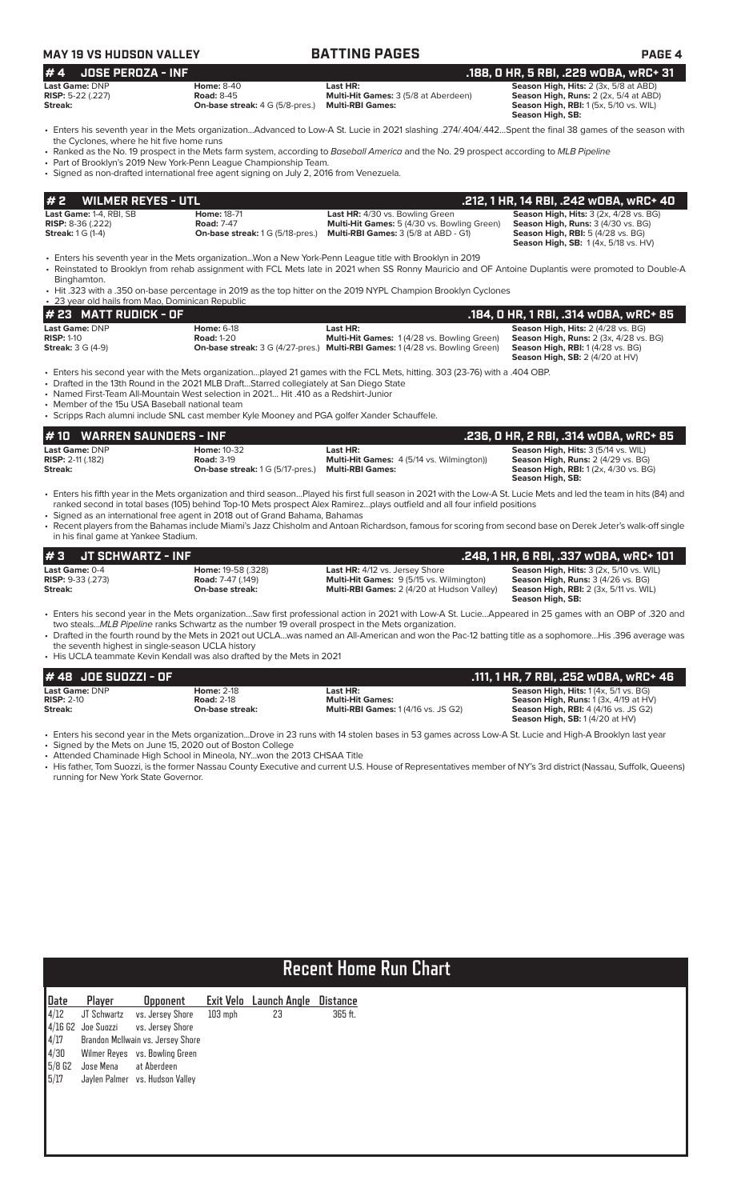**MAY 19 VS HUDSON VALLEY** — **BATTING PAGES**

## # 4 JOSE PEROZA - INF — .188, 0 HR, 5 RBI, .229 wOBA, wRC+ 31

| | | | |
|---|---|---|---|
| **Last Game:** DNP | **Home:** 8-40 | **Last HR:** | **Season High, Hits:** 2 (3x, 5/8 at ABD) |
| **RISP:** 5-22 (.227) | **Road:** 8-45 | **Multi-Hit Games:** 3 (5/8 at Aberdeen) | **Season High, Runs:** 2 (2x, 5/4 at ABD) |
| **Streak:** | **On-base streak:** 4 G (5/8-pres.) | **Multi-RBI Games:** | **Season High, RBI:** 1 (5x, 5/10 vs. WIL) |
| | | | **Season High, SB:** |

- Enters his seventh year in the Mets organization...Advanced to Low-A St. Lucie in 2021 slashing .274/.404/.442...Spent the final 38 games of the season with the Cyclones, where he hit five home runs
- Ranked as the No. 19 prospect in the Mets farm system, according to *Baseball America* and the No. 29 prospect according to *MLB Pipeline*
- Part of Brooklyn's 2019 New York-Penn League Championship Team.
- Signed as non-drafted international free agent signing on July 2, 2016 from Venezuela.

## # 2 WILMER REYES - UTL — .212, 1 HR, 14 RBI, .242 wOBA, wRC+ 40

| | | | |
|---|---|---|---|
| **Last Game:** 1-4, RBI, SB | **Home:** 18-71 | **Last HR:** 4/30 vs. Bowling Green | **Season High, Hits:** 3 (2x, 4/28 vs. BG) |
| **RISP:** 8-36 (.222) | **Road:** 7-47 | **Multi-Hit Games:** 5 (4/30 vs. Bowling Green) | **Season High, Runs:** 3 (4/30 vs. BG) |
| **Streak:** 1 G (1-4) | **On-base streak:** 1 G (5/18-pres.) | **Multi-RBI Games:** 3 (5/8 at ABD - G1) | **Season High, RBI:** 5 (4/28 vs. BG) |
| | | | **Season High, SB:** 1 (4x, 5/18 vs. HV) |

- Enters his seventh year in the Mets organization...Won a New York-Penn League title with Brooklyn in 2019
- Reinstated to Brooklyn from rehab assignment with FCL Mets late in 2021 when SS Ronny Mauricio and OF Antoine Duplantis were promoted to Double-A Binghamton.
- Hit .323 with a .350 on-base percentage in 2019 as the top hitter on the 2019 NYPL Champion Brooklyn Cyclones
- 23 year old hails from Mao, Dominican Republic

## # 23 MATT RUDICK - OF — .184, 0 HR, 1 RBI, .314 wOBA, wRC+ 85

| | | | |
|---|---|---|---|
| **Last Game:** DNP | **Home:** 6-18 | **Last HR:** | **Season High, Hits:** 2 (4/28 vs. BG) |
| **RISP:** 1-10 | **Road:** 1-20 | **Multi-Hit Games:** 1 (4/28 vs. Bowling Green) | **Season High, Runs:** 2 (3x, 4/28 vs. BG) |
| **Streak:** 3 G (4-9) | **On-base streak:** 3 G (4/27-pres.) | **Multi-RBI Games:** 1 (4/28 vs. Bowling Green) | **Season High, RBI:** 1 (4/28 vs. BG) |
| | | | **Season High, SB:** 2 (4/20 at HV) |

- Enters his second year with the Mets organization...played 21 games with the FCL Mets, hitting. 303 (23-76) with a .404 OBP.
- Drafted in the 13th Round in the 2021 MLB Draft...Starred collegiately at San Diego State
- Named First-Team All-Mountain West selection in 2021... Hit .410 as a Redshirt-Junior
- Member of the 15u USA Baseball national team
- Scripps Rach alumni include SNL cast member Kyle Mooney and PGA golfer Xander Schauffele.

## # 10 WARREN SAUNDERS - INF — .236, 0 HR, 2 RBI, .314 wOBA, wRC+ 85

| | | | |
|---|---|---|---|
| **Last Game:** DNP | **Home:** 10-32 | **Last HR:** | **Season High, Hits:** 3 (5/14 vs. WIL) |
| **RISP:** 2-11 (.182) | **Road:** 3-19 | **Multi-Hit Games:** 4 (5/14 vs. Wilmington)) | **Season High, Runs:** 2 (4/29 vs. BG) |
| **Streak:** | **On-base streak:** 1 G (5/17-pres.) | **Multi-RBI Games:** | **Season High, RBI:** 1 (2x, 4/30 vs. BG) |
| | | | **Season High, SB:** |

- Enters his fifth year in the Mets organization and third season...Played his first full season in 2021 with the Low-A St. Lucie Mets and led the team in hits (84) and ranked second in total bases (105) behind Top-10 Mets prospect Alex Ramirez...plays outfield and all four infield positions
- Signed as an international free agent in 2018 out of Grand Bahama, Bahamas
- Recent players from the Bahamas include Miami's Jazz Chisholm and Antoan Richardson, famous for scoring from second base on Derek Jeter's walk-off single in his final game at Yankee Stadium.

## # 3 JT SCHWARTZ - INF — .248, 1 HR, 6 RBI, .337 wOBA, wRC+ 101

| | | | |
|---|---|---|---|
| **Last Game:** 0-4 | **Home:** 19-58 (.328) | **Last HR:** 4/12 vs. Jersey Shore | **Season High, Hits:** 3 (2x, 5/10 vs. WIL) |
| **RISP:** 9-33 (.273) | **Road:** 7-47 (.149) | **Multi-Hit Games:** 9 (5/15 vs. Wilmington) | **Season High, Runs:** 3 (4/26 vs. BG) |
| **Streak:** | **On-base streak:** | **Multi-RBI Games:** 2 (4/20 at Hudson Valley) | **Season High, RBI:** 2 (3x, 5/11 vs. WIL) |
| | | | **Season High, SB:** |

- Enters his second year in the Mets organization...Saw first professional action in 2021 with Low-A St. Lucie...Appeared in 25 games with an OBP of .320 and two steals...*MLB Pipeline* ranks Schwartz as the number 19 overall prospect in the Mets organization.
- Drafted in the fourth round by the Mets in 2021 out UCLA...was named an All-American and won the Pac-12 batting title as a sophomore...His .396 average was the seventh highest in single-season UCLA history
- His UCLA teammate Kevin Kendall was also drafted by the Mets in 2021

## # 48 JOE SUOZZI - OF — .111, 1 HR, 7 RBI, .252 wOBA, wRC+ 46

| | | | |
|---|---|---|---|
| **Last Game:** DNP | **Home:** 2-18 | **Last HR:** | **Season High, Hits:** 1 (4x, 5/1 vs. BG) |
| **RISP:** 2-10 | **Road:** 2-18 | **Multi-Hit Games:** | **Season High, Runs:** 1 (3x, 4/19 at HV) |
| **Streak:** | **On-base streak:** | **Multi-RBI Games:** 1 (4/16 vs. JS G2) | **Season High, RBI:** 4 (4/16 vs. JS G2) |
| | | | **Season High, SB:** 1 (4/20 at HV) |

- Enters his second year in the Mets organization...Drove in 23 runs with 14 stolen bases in 53 games across Low-A St. Lucie and High-A Brooklyn last year
- Signed by the Mets on June 15, 2020 out of Boston College
- Attended Chaminade High School in Mineola, NY...won the 2013 CHSAA Title
- His father, Tom Suozzi, is the former Nassau County Executive and current U.S. House of Representatives member of NY's 3rd district (Nassau, Suffolk, Queens) running for New York State Governor.

## Recent Home Run Chart

| Date | Player | Opponent | Exit Velo | Launch Angle | Distance |
|---|---|---|---|---|---|
| 4/12 | JT Schwartz | vs. Jersey Shore | 103 mph | 23 | 365 ft. |
| 4/16 G2 | Joe Suozzi | vs. Jersey Shore | | | |
| 4/17 | Brandon McIlwain | vs. Jersey Shore | | | |
| 4/30 | Wilmer Reyes | vs. Bowling Green | | | |
| 5/8 G2 | Jose Mena | at Aberdeen | | | |
| 5/17 | Jaylen Palmer | vs. Hudson Valley | | | |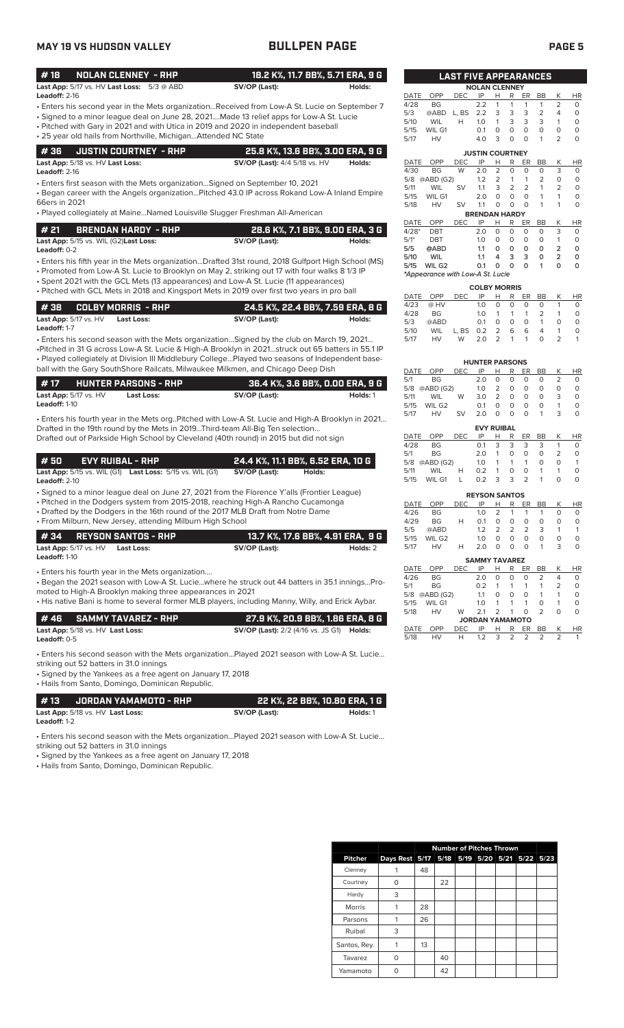# BULLPEN PAGE

MAY 19 VS HUDSON VALLEY

## # 18 NOLAN CLENNEY - RHP — 18.2 K%, 11.7 BB%, 5.71 ERA, 9 G

**Last App:** 5/17 vs. HV **Last Loss:** 5/3 @ ABD **SV/OP (Last):** **Holds:**
**Leadoff:** 2-16

- Enters his second year in the Mets organization...Received from Low-A St. Lucie on September 7
- Signed to a minor league deal on June 28, 2021....Made 13 relief apps for Low-A St. Lucie
- Pitched with Gary in 2021 and with Utica in 2019 and 2020 in independent baseball
- 25 year old hails from Northville, Michigan...Attended NC State

## # 36 JUSTIN COURTNEY - RHP — 25.8 K%, 13.6 BB%, 3.00 ERA, 9 G

**Last App:** 5/18 vs. HV **Last Loss:** **SV/OP (Last):** 4/4 5/18 vs. HV **Holds:**
**Leadoff:** 2-16

- Enters first season with the Mets organization...Signed on September 10, 2021
- Began career with the Angels organization...Pitched 43.0 IP across Rokand Low-A Inland Empire 66ers in 2021
- Played collegiately at Maine...Named Louisville Slugger Freshman All-American

## # 21 BRENDAN HARDY - RHP — 28.6 K%, 7.1 BB%, 9.00 ERA, 3 G

**Last App:** 5/15 vs. WIL (G2) **Last Loss:** **SV/OP (Last):** **Holds:**
**Leadoff:** 0-2

- Enters his fifth year in the Mets organization...Drafted 31st round, 2018 Gulfport High School (MS)
- Promoted from Low-A St. Lucie to Brooklyn on May 2, striking out 17 with four walks 8 1/3 IP
- Spent 2021 with the GCL Mets (13 appearances) and Low-A St. Lucie (11 appearances)
- Pitched with GCL Mets in 2018 and Kingsport Mets in 2019 over first two years in pro ball

## # 38 COLBY MORRIS - RHP — 24.5 K%, 22.4 BB%, 7.59 ERA, 8 G

**Last App:** 5/17 vs. HV **Last Loss:** **SV/OP (Last):** **Holds:**
**Leadoff:** 1-7

- Enters his second season with the Mets organization...Signed by the club on March 19, 2021...
- Pitched in 31 G across Low-A St. Lucie & High-A Brooklyn in 2021...struck out 65 batters in 55.1 IP
- Played collegiately at Division III Middlebury College...Played two seasons of Independent baseball with the Gary SouthShore Railcats, Milwaukee Milkmen, and Chicago Deep Dish

## # 17 HUNTER PARSONS - RHP — 36.4 K%, 3.6 BB%, 0.00 ERA, 9 G

**Last App:** 5/17 vs. HV **Last Loss:** **SV/OP (Last):** **Holds:** 1
**Leadoff:** 1-10

- Enters his fourth year in the Mets org..Pitched with Low-A St. Lucie and High-A Brooklyn in 2021... Drafted in the 19th round by the Mets in 2019...Third-team All-Big Ten selection...
Drafted out of Parkside High School by Cleveland (40th round) in 2015 but did not sign

## # 50 EVY RUIBAL - RHP — 24.4 K%, 11.1 BB%, 6.52 ERA, 10 G

**Last App:** 5/15 vs. WIL (G1) **Last Loss:** 5/15 vs. WIL (G1) **SV/OP (Last):** **Holds:**
**Leadoff:** 2-10

- Signed to a minor league deal on June 27, 2021 from the Florence Y'alls (Frontier League)
- Pitched in the Dodgers system from 2015-2018, reaching High-A Rancho Cucamonga
- Drafted by the Dodgers in the 16th round of the 2017 MLB Draft from Notre Dame
- From Milburn, New Jersey, attending Milburn High School

## # 34 REYSON SANTOS - RHP — 13.7 K%, 17.6 BB%, 4.91 ERA, 9 G

**Last App:** 5/17 vs. HV **Last Loss:** **SV/OP (Last):** **Holds:** 2
**Leadoff:** 1-10

- Enters his fourth year in the Mets organization....
- Began the 2021 season with Low-A St. Lucie...where he struck out 44 batters in 35.1 innings...Promoted to High-A Brooklyn making three appearances in 2021
- His native Bani is home to several former MLB players, including Manny, Willy, and Erick Aybar.

## # 46 SAMMY TAVAREZ - RHP — 27.9 K%, 20.9 BB%, 1.86 ERA, 8 G

**Last App:** 5/18 vs. HV **Last Loss:** **SV/OP (Last):** 2/2 (4/16 vs. JS G1) **Holds:**
**Leadoff:** 0-5

- Enters his second season with the Mets organization...Played 2021 season with Low-A St. Lucie... striking out 52 batters in 31.0 innings
- Signed by the Yankees as a free agent on January 17, 2018
- Hails from Santo, Domingo, Dominican Republic.

## # 13 JORDAN YAMAMOTO - RHP — 22 K%, 22 BB%, 10.80 ERA, 1 G

**Last App:** 5/18 vs. HV **Last Loss:** **SV/OP (Last):** **Holds:** 1
**Leadoff:** 1-2

- Enters his second season with the Mets organization...Played 2021 season with Low-A St. Lucie... striking out 52 batters in 31.0 innings
- Signed by the Yankees as a free agent on January 17, 2018
- Hails from Santo, Domingo, Dominican Republic.

## LAST FIVE APPEARANCES

**NOLAN CLENNEY**

| DATE | OPP | DEC | IP | H | R | ER | BB | K | HR |
|---|---|---|---|---|---|---|---|---|---|
| 4/28 | BG | | 2.2 | 1 | 1 | 1 | 1 | 2 | 0 |
| 5/3 | @ABD | L, BS | 2.2 | 3 | 3 | 3 | 2 | 4 | 0 |
| 5/10 | WIL | H | 1.0 | 1 | 3 | 3 | 3 | 1 | 0 |
| 5/15 | WIL G1 | | 0.1 | 0 | 0 | 0 | 0 | 0 | 0 |
| 5/17 | HV | | 4.0 | 3 | 0 | 0 | 1 | 2 | 0 |

**JUSTIN COURTNEY**

| DATE | OPP | DEC | IP | H | R | ER | BB | K | HR |
|---|---|---|---|---|---|---|---|---|---|
| 4/30 | BG | W | 2.0 | 2 | 0 | 0 | 0 | 3 | 0 |
| 5/8 | @ABD (G2) | | 1.2 | 2 | 1 | 1 | 2 | 0 | 0 |
| 5/11 | WIL | SV | 1.1 | 3 | 2 | 2 | 1 | 2 | 0 |
| 5/15 | WIL G1 | | 2.0 | 0 | 0 | 0 | 1 | 1 | 0 |
| 5/18 | HV | SV | 1.1 | 0 | 0 | 0 | 1 | 1 | 0 |

**BRENDAN HARDY**

| DATE | OPP | DEC | IP | H | R | ER | BB | K | HR |
|---|---|---|---|---|---|---|---|---|---|
| 4/28* | DBT | | 2.0 | 0 | 0 | 0 | 0 | 3 | 0 |
| 5/1* | DBT | | 1.0 | 0 | 0 | 0 | 0 | 1 | 0 |
| 5/5 | @ABD | | 1.1 | 0 | 0 | 0 | 0 | 2 | 0 |
| 5/10 | WIL | | 1.1 | 4 | 3 | 3 | 0 | 2 | 0 |
| 5/15 | WIL G2 | | 0.1 | 0 | 0 | 0 | 1 | 0 | 0 |

*Appearance with Low-A St. Lucie

**COLBY MORRIS**

| DATE | OPP | DEC | IP | H | R | ER | BB | K | HR |
|---|---|---|---|---|---|---|---|---|---|
| 4/23 | @ HV | | 1.0 | 0 | 0 | 0 | 0 | 1 | 0 |
| 4/28 | BG | | 1.0 | 1 | 1 | 1 | 2 | 1 | 0 |
| 5/3 | @ABD | | 0.1 | 0 | 0 | 0 | 1 | 0 | 0 |
| 5/10 | WIL | L, BS | 0.2 | 2 | 6 | 6 | 4 | 1 | 0 |
| 5/17 | HV | W | 2.0 | 2 | 1 | 1 | 0 | 2 | 1 |

**HUNTER PARSONS**

| DATE | OPP | DEC | IP | H | R | ER | BB | K | HR |
|---|---|---|---|---|---|---|---|---|---|
| 5/1 | BG | | 2.0 | 0 | 0 | 0 | 0 | 2 | 0 |
| 5/8 | @ABD (G2) | | 1.0 | 2 | 0 | 0 | 0 | 0 | 0 |
| 5/11 | WIL | W | 3.0 | 2 | 0 | 0 | 0 | 3 | 0 |
| 5/15 | WIL G2 | | 0.1 | 0 | 0 | 0 | 0 | 1 | 0 |
| 5/17 | HV | SV | 2.0 | 0 | 0 | 0 | 1 | 3 | 0 |

**EVY RUIBAL**

| DATE | OPP | DEC | IP | H | R | ER | BB | K | HR |
|---|---|---|---|---|---|---|---|---|---|
| 4/28 | BG | | 0.1 | 3 | 3 | 3 | 3 | 1 | 0 |
| 5/1 | BG | | 2.0 | 1 | 0 | 0 | 0 | 2 | 0 |
| 5/8 | @ABD (G2) | | 1.0 | 1 | 1 | 1 | 0 | 0 | 1 |
| 5/11 | WIL | H | 0.2 | 1 | 0 | 0 | 1 | 1 | 0 |
| 5/15 | WIL G1 | L | 0.2 | 3 | 3 | 2 | 1 | 0 | 0 |

**REYSON SANTOS**

| DATE | OPP | DEC | IP | H | R | ER | BB | K | HR |
|---|---|---|---|---|---|---|---|---|---|
| 4/26 | BG | | 1.0 | 2 | 1 | 1 | 1 | 0 | 0 |
| 4/29 | BG | H | 0.1 | 0 | 0 | 0 | 0 | 0 | 0 |
| 5/5 | @ABD | | 1.2 | 2 | 2 | 2 | 3 | 1 | 1 |
| 5/15 | WIL G2 | | 1.0 | 0 | 0 | 0 | 0 | 0 | 0 |
| 5/17 | HV | H | 2.0 | 0 | 0 | 0 | 1 | 3 | 0 |

**SAMMY TAVAREZ**

| DATE | OPP | DEC | IP | H | R | ER | BB | K | HR |
|---|---|---|---|---|---|---|---|---|---|
| 4/26 | BG | | 2.0 | 0 | 0 | 0 | 2 | 4 | 0 |
| 5/1 | BG | | 0.2 | 1 | 1 | 1 | 1 | 2 | 0 |
| 5/8 | @ABD (G2) | | 1.1 | 0 | 0 | 0 | 1 | 1 | 0 |
| 5/15 | WIL G1 | | 1.0 | 1 | 1 | 1 | 0 | 1 | 0 |
| 5/18 | HV | W | 2.1 | 2 | 1 | 0 | 2 | 0 | 0 |

**JORDAN YAMAMOTO**

| DATE | OPP | DEC | IP | H | R | ER | BB | K | HR |
|---|---|---|---|---|---|---|---|---|---|
| 5/18 | HV | H | 1.2 | 3 | 2 | 2 | 2 | 2 | 1 |

## Number of Pitches Thrown

| Pitcher | Days Rest | 5/17 | 5/18 | 5/19 | 5/20 | 5/21 | 5/22 | 5/23 |
|---|---|---|---|---|---|---|---|---|
| Clenney | 1 | 48 | | | | | | |
| Courtney | 0 | | 22 | | | | | |
| Hardy | 3 | | | | | | | |
| Morris | 1 | 28 | | | | | | |
| Parsons | 1 | 26 | | | | | | |
| Ruibal | 3 | | | | | | | |
| Santos, Rey. | 1 | 13 | | | | | | |
| Tavarez | 0 | | 40 | | | | | |
| Yamamoto | 0 | | 42 | | | | | |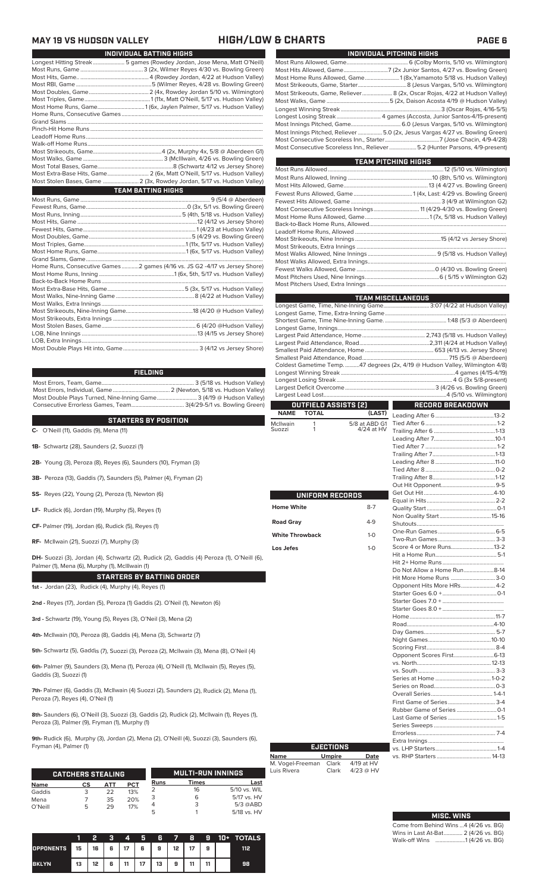# MAY 19 VS HUDSON VALLEY — HIGH/LOW & CHARTS

## INDIVIDUAL BATTING HIGHS

| | |
|---|---|
| Longest Hitting Streak | 5 games (Rowdey Jordan, Jose Mena, Matt O'Neill) |
| Most Runs, Game | 3 (2x, Wilmer Reyes 4/30 vs. Bowling Green) |
| Most Hits, Game | 4 (Rowdey Jordan, 4/22 at Hudson Valley) |
| Most RBI, Game | 5 (Wilmer Reyes, 4/28 vs. Bowling Green) |
| Most Doubles, Game | 2 (4x, Rowdey Jordan 5/10 vs. Wilmington) |
| Most Triples, Game | 1 (11x, Matt O'Neill, 5/17 vs. Hudson Valley) |
| Most Home Runs, Game | 1 (6x, Jaylen Palmer, 5/17 vs. Hudson Valley) |
| Home Runs, Consecutive Games | |
| Grand Slams | |
| Pinch-Hit Home Runs | |
| Leadoff Home Runs | |
| Walk-off Home Runs | |
| Most Strikeouts, Game | 4 (2x, Murphy 4x, 5/8 @ Aberdeen G1) |
| Most Walks, Game | 3 (McIlwain, 4/26 vs. Bowling Green) |
| Most Total Bases, Game | 8 (Schwartz 4/12 vs Jersey Shore) |
| Most Extra-Base Hits, Game | 2 (6x, Matt O'Neill, 5/17 vs. Hudson Valley) |
| Most Stolen Bases, Game | 2 (3x, Rowdey Jordan, 5/17 vs. Hudson Valley) |

## TEAM BATTING HIGHS

| | |
|---|---|
| Most Runs, Game | 9 (5/4 @ Aberdeen) |
| Fewest Runs, Game | 0 (3x, 5/1 vs. Bowling Green) |
| Most Runs, Inning | 5 (4th, 5/18 vs. Hudson Valley) |
| Most Hits, Game | 12 (4/12 vs Jersey Shore) |
| Fewest Hits, Game | 1 (4/23 at Hudson Valley) |
| Most Doubles, Game | 4 (5/29 vs. Bowling Green) |
| Most Triples, Game | 1 (11x, 5/17 vs. Hudson Valley) |
| Most Home Runs, Game | 1 (6x, 5/17 vs. Hudson Valley) |
| Grand Slams, Game | |
| Home Runs, Consecutive Games | 2 games (4/16 vs. JS G2 -4/17 vs Jersey Shore) |
| Most Home Runs, Inning | 1 (6x, 5th, 5/17 vs. Hudson Valley) |
| Back-to-Back Home Runs | |
| Most Extra-Base Hits, Game | 5 (3x, 5/17 vs. Hudson Valley) |
| Most Walks, Nine-Inning Game | 8 (4/22 at Hudson Valley) |
| Most Walks, Extra Innings | |
| Most Strikeouts, Nine-Inning Game | 18 (4/20 @ Hudson Valley) |
| Most Strikeouts, Extra Innings | |
| Most Stolen Bases, Game | 6 (4/20 @Hudson Valley) |
| LOB, Nine Innings | 13 (4/15 vs Jersey Shore) |
| LOB, Extra Innings | |
| Most Double Plays Hit into, Game | 3 (4/12 vs Jersey Shore) |

## FIELDING

| | |
|---|---|
| Most Errors, Team, Game | 3 (5/18 vs. Hudson Valley) |
| Most Errors, Individual, Game | 2 (Newton, 5/18 vs. Hudson Valley) |
| Most Double Plays Turned, Nine-Inning Game | 3 (4/19 @ Hudson Valley) |
| Consecutive Errorless Games, Team | 3(4/29-5/1 vs. Bowling Green) |

## STARTERS BY POSITION

**C-** O'Neill (11), Gaddis (9), Mena (11)

**1B-** Schwartz (28), Saunders (2), Suozzi (1)

**2B-** Young (3), Peroza (8), Reyes (6), Saunders (10), Fryman (3)

**3B-** Peroza (13), Gaddis (7), Saunders (5), Palmer (4), Fryman (2)

**SS-** Reyes (22), Young (2), Peroza (1), Newton (6)

**LF-** Rudick (6), Jordan (19), Murphy (5), Reyes (1)

**CF-** Palmer (19), Jordan (6), Rudick (5), Reyes (1)

**RF-** McIlwain (21), Suozzi (7), Murphy (3)

**DH-** Suozzi (3), Jordan (4), Schwartz (2), Rudick (2), Gaddis (4) Peroza (1), O'Neill (6), Palmer (1), Mena (6), Murphy (1), McIllwain (1)

## STARTERS BY BATTING ORDER

**1st -** Jordan (23), Rudick (4), Murphy (4), Reyes (1)

**2nd -** Reyes (17), Jordan (5), Peroza (1) Gaddis (2). O'Neil (1), Newton (6)

**3rd -** Schwartz (19), Young (5), Reyes (3), O'Neil (3), Mena (2)

**4th-** McIlwain (10), Peroza (8), Gaddis (4), Mena (3), Schwartz (7)

**5th-** Schwartz (5), Gaddis (7), Suozzi (3), Peroza (2), McIlwain (3), Mena (8), O'Neil (4)

**6th-** Palmer (9), Saunders (3), Mena (1), Peroza (4), O'Neill (1), McIlwain (5), Reyes (5), Gaddis (3), Suozzi (1)

**7th-** Palmer (6), Gaddis (3), McIlwain (4) Suozzi (2), Saunders (2), Rudick (2), Mena (1), Peroza (7), Reyes (4), O'Neil (1)

**8th-** Saunders (6), O'Neill (3), Suozzi (3), Gaddis (2), Rudick (2), McIlwain (1), Reyes (1), Peroza (3), Palmer (9), Fryman (1), Murphy (1)

**9th-** Rudick (6), Murphy (3), Jordan (2), Mena (2), O'Neill (4), Suozzi (3), Saunders (6), Fryman (4), Palmer (1)

## CATCHERS STEALING

| Name | CS | ATT | PCT |
|---|---|---|---|
| Gaddis | 3 | 22 | 13% |
| Mena | 7 | 35 | 20% |
| O'Neill | 5 | 29 | 17% |

## MULTI-RUN INNINGS

| Runs | Times | Last |
|---|---|---|
| 2 | 16 | 5/10 vs. WIL |
| 3 | 6 | 5/17 vs. HV |
| 4 | 3 | 5/3 @ABD |
| 5 | 1 | 5/18 vs. HV |

| | 1 | 2 | 3 | 4 | 5 | 6 | 7 | 8 | 9 | 10+ | TOTALS |
|---|---|---|---|---|---|---|---|---|---|---|---|
| OPPONENTS | 15 | 16 | 6 | 17 | 6 | 9 | 12 | 17 | 9 | | 112 |
| BKLYN | 13 | 12 | 6 | 11 | 17 | 13 | 9 | 11 | 11 | | 98 |

## INDIVIDUAL PITCHING HIGHS

| | |
|---|---|
| Most Runs Allowed, Game | 6 (Colby Morris, 5/10 vs. Wilmington) |
| Most Hits Allowed, Game | 7 (Junior Santos, 4/27 vs. Bowling Green) |
| Most Home Runs Allowed, Game | 1 (8x,Yamamoto 5/18 vs. Hudson Valley) |
| Most Strikeouts, Game, Starter | 8 (Jesus Vargas, 5/10 vs. Wilmington) |
| Most Strikeouts, Game, Reliever | 8 (2x, Oscar Rojas, 4/22 at Hudson Valley) |
| Most Walks, Game | 5 (2x, Daison Acosta 4/19 @ Hudson Valley) |
| Longest Winning Streak | 3 (Oscar Rojas, 4/16-5/5) |
| Longest Losing Streak | 4 games (Accosta, Junior Santos-4/15-present) |
| Most Innings Pitched, Game | 6.0 (Jesus Vargas, 5/10 vs. Wilmington) |
| Most Innings Pitched, Reliever | 5.0 (2x, Jesus Vargas 4/27 vs. Bowling Green) |
| Most Consecutive Scoreless Inn., Starter | 7 (Jose Chacin, 4/9-4/28) |
| Most Consecutive Scoreless Inn., Reliever | 5.2 (Hunter Parsons, 4/9-present) |

## TEAM PITCHING HIGHS

| | |
|---|---|
| Most Runs Allowed | 12 (5/10 vs. Wilmington) |
| Most Runs Allowed, Inning | 10 (8th, 5/10 vs. Wilmington) |
| Most Hits Allowed, Game | 13 (4 4/27 vs. Bowling Green) |
| Fewest Runs Allowed, Game | 1 (4x, Last: 4/29 vs. Bowling Green) |
| Fewest Hits Allowed, Game | 3 (4/9 at Wilmington G2) |
| Most Consecutive Scoreless Innings | 11 (4/29-4/30 vs. Bowling Green) |
| Most Home Runs Allowed, Game | 1 (7x, 5/18 vs. Hudson Valley) |
| Back-to-Back Home Runs, Allowed | |
| Leadoff Home Runs, Allowed | |
| Most Strikeouts, Nine Innings | 15 (4/12 vs Jersey Shore) |
| Most Strikeouts, Extra Innings | |
| Most Walks Allowed, Nine Innings | 9 (5/18 vs. Hudson Valley) |
| Most Walks Allowed, Extra Innings | |
| Fewest Walks Allowed, Game | 0 (4/30 vs. Bowling Green) |
| Most Pitchers Used, Nine Innings | 6 ( 5/15 v Wilmington G2) |
| Most Pitchers Used, Extra Innings | |

## TEAM MISCELLANEOUS

| | |
|---|---|
| Longest Game, Time, Nine-Inning Game | 3:07 (4/22 at Hudson Valley) |
| Longest Game, Time, Extra-Inning Game | |
| Shortest Game, Time Nine-Inning Game. | 1:48 (5/3 @ Aberdeen) |
| Longest Game, Innings | |
| Largest Paid Attendance, Home | 2,743 (5/18 vs. Hudson Valley) |
| Largest Paid Attendance, Road | 2,311 (4/24 at Hudson Valley) |
| Smallest Paid Attendance, Home | 653 (4/13 vs. Jersey Shore) |
| Smallest Paid Attendance, Road | 715 (5/5 @ Aberdeen) |
| Coldest Gametime Temp. | 47 degrees (2x, 4/19 @ Hudson Valley, Wilmington 4/8) |
| Longest Winning Streak | 4 games (4/15-4/19) |
| Longest Losing Streak | 4 G (3x 5/8-present) |
| Largest Deficit Overcome | 3 (4/26 vs. Bowling Green) |
| Largest Lead Lost | 4 (5/10 vs. Wilmington) |

## OUTFIELD ASSISTS (2)

| NAME | TOTAL | (LAST) |
|---|---|---|
| McIlwain | 1 | 5/8 at ABD G1 |
| Suozzi | 1 | 4/24 at HV |

## UNIFORM RECORDS

| | |
|---|---|
| Home White | 8-7 |
| Road Gray | 4-9 |
| White Throwback | 1-0 |
| Los Jefes | 1-0 |

## EJECTIONS

| Name | Umpire | Date |
|---|---|---|
| M. Vogel-Freeman | Clark | 4/19 at HV |
| Luis Rivera | Clark | 4/23 @ HV |

## RECORD BREAKDOWN

| | |
|---|---|
| Leading After 6 | 13-2 |
| Tied After 6 | 1-2 |
| Trailing After 6 | 1-13 |
| Leading After 7 | 10-1 |
| Tied After 7 | 1-2 |
| Trailing After 7 | 1-13 |
| Leading After 8 | 11-0 |
| Tied After 8 | 0-2 |
| Trailing After 8 | 1-12 |
| Out Hit Opponent | 9-5 |
| Get Out Hit | 4-10 |
| Equal in Hits | 2-2 |
| Quality Start | 0-1 |
| Non Quality Start | 15-16 |
| Shutouts | |
| One-Run Games | 6-5 |
| Two-Run Games | 3-3 |
| Score 4 or More Runs | 13-2 |
| Hit a Home Run | 5-1 |
| Hit 2+ Home Runs | |
| Do Not Allow a Home Run | 8-14 |
| Hit More Home Runs | 3-0 |
| Opponent Hits More HRs | 4-2 |
| Starter Goes 6.0 + | 0-1 |
| Starter Goes 7.0 + | |
| Starter Goes 8.0 + | |
| Home | 11-7 |
| Road | 4-10 |
| Day Games | 5-7 |
| Night Games | 10-10 |
| Scoring First | 8-4 |
| Opponent Scores First | 6-13 |
| vs. North | 12-13 |
| vs. South | 3-3 |
| Series at Home | 1-0-2 |
| Series on Road | 0-3 |
| Overall Series | 1-4-1 |
| First Game of Series | 3-4 |
| Rubber Game of Series | 0-1 |
| Last Game of Series | 1-5 |
| Series Sweeps | |
| Errorless | 7-4 |
| Extra Innings | |
| vs. LHP Starters | 1-4 |
| vs. RHP Starters | 14-13 |

## MISC. WINS

| | |
|---|---|
| Come from Behind Wins | 4 (4/26 vs. BG) |
| Wins in Last At-Bat | 2 (4/26 vs. BG) |
| Walk-off Wins | 1 (4/26 vs. BG) |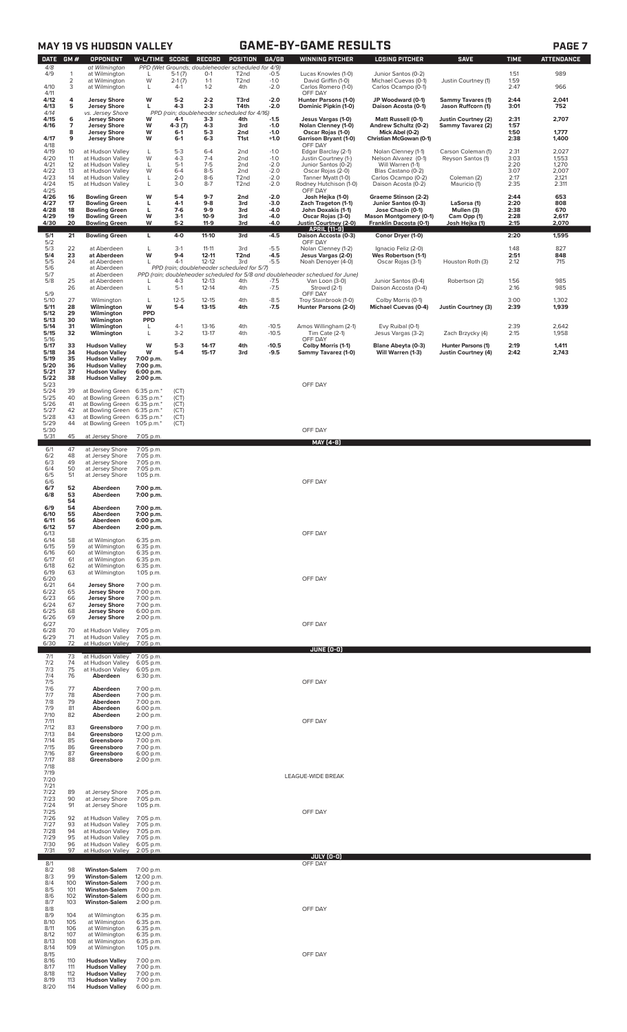## MAY 19 VS HUDSON VALLEY — GAME-BY-GAME RESULTS

| DATE | GM # | OPPONENT | W-L/TIME | SCORE | RECORD | POSITION | GA/GB | WINNING PITCHER | LOSING PITCHER | SAVE | TIME | ATTENDANCE |
|---|---|---|---|---|---|---|---|---|---|---|---|---|
| 4/8 | | at Wilmington | PPD (Wet Grounds; doubleheader scheduled for 4/9) | | | | | | | | | |
| 4/9 | 1 | at Wilmington | L | 5-1 (7) | 0-1 | T2nd | -0.5 | Lucas Knowles (1-0) | Junior Santos (0-2) | | 1:51 | 989 |
| | 2 | at Wilmington | W | 2-1 (7) | 1-1 | T2nd | -1.0 | David Griffin (1-0) | Michael Cuevas (0-1) | Justin Courtney (1) | 1:59 | |
| 4/10 | 3 | at Wilmington | L | 4-1 | 1-2 | 4th | -2.0 | Carlos Romero (1-0) | Carlos Ocampo (0-1) | | 2:47 | 966 |
| 4/11 | | | | | | | | OFF DAY | | | | |
| 4/12 | 4 | Jersey Shore | W | 5-2 | 2-2 | T3rd | -2.0 | Hunter Parsons (1-0) | JP Woodward (0-1) | Sammy Tavares (1) | 2:44 | 2,041 |
| 4/13 | 5 | Jersey Shore | L | 4-3 | 2-3 | T4th | -2.0 | Dominic Pipkin (1-0) | Daison Acosta (0-1) | Jason Ruffcorn (1) | 3:01 | 752 |
| 4/14 | | vs. Jersey Shore | PPD (rain; doubleheader scheduled for 4/16) | | | | | | | | | |
| 4/15 | 6 | Jersey Shore | W | 4-1 | 3-3 | 4th | -1.5 | Jesus Vargas (1-0) | Matt Russell (0-1) | Justin Courtney (2) | 2:31 | 2,707 |
| 4/16 | 7 | Jersey Shore | W | 4-3 (7) | 4-3 | 3rd | -1.0 | Nolan Clenney (1-0) | Andrew Schultz (0-2) | Sammy Tavarez (2) | 1:57 | |
| | 8 | Jersey Shore | W | 6-1 | 5-3 | 2nd | -1.0 | Oscar Rojas (1-0) | Mick Abel (0-2) | | 1:50 | 1,777 |
| 4/17 | 9 | Jersey Shore | W | 6-1 | 6-3 | T1st | +1.0 | Garrison Bryant (1-0) | Christian McGowan (0-1) | | 2:38 | 1,400 |
| 4/18 | | | | | | | | OFF DAY | | | | |
| 4/19 | 10 | at Hudson Valley | L | 5-3 | 6-4 | 2nd | -1.0 | Edgar Barclay (2-1) | Nolan Clenney (1-1) | Carson Coleman (1) | 2:31 | 2,027 |
| 4/20 | 11 | at Hudson Valley | W | 4-3 | 7-4 | 2nd | -1.0 | Justin Courtney (1-) | Nelson Alvarez (0-1) | Reyson Santos (1) | 3:03 | 1,553 |
| 4/21 | 12 | at Hudson Valley | L | 5-1 | 7-5 | 2nd | -2.0 | Junior Santos (0-2) | Will Warren (1-1) | | 2:20 | 1,270 |
| 4/22 | 13 | at Hudson Valley | W | 6-4 | 8-5 | 2nd | -2.0 | Oscar Rojas (2-0) | Blas Castano (0-2) | | 3:07 | 2,007 |
| 4/23 | 14 | at Hudson Valley | L | 2-0 | 8-6 | T2nd | -2.0 | Tanner Myatt (1-0) | Carlos Ocampo (0-2) | Coleman (2) | 2:17 | 2,121 |
| 4/24 | 15 | at Hudson Valley | L | 3-0 | 8-7 | T2nd | -2.0 | Rodney Hutchison (1-0) | Daison Acosta (0-2) | Mauricio (1) | 2:35 | 2,311 |
| 4/25 | | | | | | | | OFF DAY | | | | |
| 4/26 | 16 | Bowling Green | W | 5-4 | 9-7 | 2nd | -2.0 | Josh Hejka (1-0) | Graeme Stinson (2-2) | | 2:44 | 653 |
| 4/27 | 17 | Bowling Green | L | 4-1 | 9-8 | 3rd | -3.0 | Zach Trageton (1-1) | Junior Santos (0-3) | LaSorsa (1) | 2:20 | 808 |
| 4/28 | 18 | Bowling Green | L | 7-6 | 9-9 | 3rd | -4.0 | John Doxakis (1-1) | Jose Chacin (0-1) | Mullen (3) | 2:38 | 670 |
| 4/29 | 19 | Bowling Green | W | 3-1 | 10-9 | 3rd | -4.0 | Oscar Rojas (3-0) | Mason Montgomery (0-1) | Cam Opp (1) | 2:28 | 2,617 |
| 4/30 | 20 | Bowling Green | W | 5-2 | 11-9 | 3rd | -4.0 | Justin Courtney (2-0) | Franklin Dacosta (0-1) | Josh Hejka (1) | 2:15 | 2,070 |
| | | | | | | | | **APRIL (11-9)** | | | | |
| 5/1 | 21 | Bowling Green | L | 4-0 | 11-10 | 3rd | -4.5 | Daison Accosta (0-3) | Conor Dryer (1-0) | | 2:20 | 1,595 |
| 5/2 | | | | | | | | OFF DAY | | | | |
| 5/3 | 22 | at Aberdeen | L | 3-1 | 11-11 | 3rd | -5.5 | Nolan Clenney (1-2) | Ignacio Feliz (2-0) | | 1:48 | 827 |
| 5/4 | 23 | at Aberdeen | W | 9-4 | 12-11 | T2nd | -4.5 | Jesus Vargas (2-0) | Wes Robertson (1-1) | | 2:51 | 848 |
| 5/5 | 24 | at Aberdeen | L | 4-1 | 12-12 | 3rd | -5.5 | Noah Denoyer (4-0) | Oscar Rojas (3-1) | Houston Roth (3) | 2:12 | 715 |
| 5/6 | | at Aberdeen | PPD (rain; doubleheader scheduled for 5/7) | | | | | | | | | |
| 5/7 | | at Aberdeen | PPD (rain; doubleheader scheduled for 5/8 and doubleheader scheduled for June) | | | | | | | | | |
| 5/8 | 25 | at Aberdeen | L | 4-3 | 12-13 | 4th | -7.5 | Van Loon (3-0) | Junior Santos (0-4) | Robertson (2) | 1:56 | 985 |
| | 26 | at Aberdeen | L | 5-1 | 12-14 | 4th | -7.5 | Strowd (2-1) | Daison Accosta (0-4) | | 2:16 | 985 |
| 5/9 | | | | | | | | OFF DAY | | | | |
| 5/10 | 27 | Wilmington | L | 12-5 | 12-15 | 4th | -8.5 | Troy Stainbrook (1-0) | Colby Morris (0-1) | | 3:00 | 1,302 |
| 5/11 | 28 | Wilmington | W | 5-4 | 13-15 | 4th | -7.5 | Hunter Parsons (2-0) | Michael Cuevas (0-4) | Justin Courtney (3) | 2:39 | 1,939 |
| 5/12 | 29 | Wilmington | PPD | | | | | | | | | |
| 5/13 | 30 | Wilmington | PPD | | | | | | | | | |
| 5/14 | 31 | Wilmington | L | 4-1 | 13-16 | 4th | -10.5 | Amos Willingham (2-1) | Evy Ruibal (0-1) | | 2:39 | 2,642 |
| 5/15 | 32 | Wilmington | L | 3-2 | 13-17 | 4th | -10.5 | Tim Cate (2-1) | Jesus Vargas (3-2) | Zach Brzycky (4) | 2:15 | 1,958 |
| 5/16 | | | | | | | | OFF DAY | | | | |
| 5/17 | 33 | Hudson Valley | W | 5-3 | 14-17 | 4th | -10.5 | Colby Morris (1-1) | Blane Abeyta (0-3) | Hunter Parsons (1) | 2:19 | 1,411 |
| 5/18 | 34 | Hudson Valley | W | 5-4 | 15-17 | 3rd | -9.5 | Sammy Tavarez (1-0) | Will Warren (1-3) | Justin Courtney (4) | 2:42 | 2,743 |
| 5/19 | 35 | Hudson Valley | 7:00 p.m. | | | | | | | | | |
| 5/20 | 36 | Hudson Valley | 7:00 p.m. | | | | | | | | | |
| 5/21 | 37 | Hudson Valley | 6:00 p.m. | | | | | | | | | |
| 5/22 | 38 | Hudson Valley | 2:00 p.m. | | | | | | | | | |
| 5/23 | | | | | | | | OFF DAY | | | | |
| 5/24 | 39 | at Bowling Green | 6:35 p.m.* | (CT) | | | | | | | | |
| 5/25 | 40 | at Bowling Green | 6:35 p.m.* | (CT) | | | | | | | | |
| 5/26 | 41 | at Bowling Green | 6:35 p.m.* | (CT) | | | | | | | | |
| 5/27 | 42 | at Bowling Green | 6:35 p.m.* | (CT) | | | | | | | | |
| 5/28 | 43 | at Bowling Green | 6:35 p.m.* | (CT) | | | | | | | | |
| 5/29 | 44 | at Bowling Green | 1:05 p.m.* | (CT) | | | | | | | | |
| 5/30 | | | | | | | | OFF DAY | | | | |
| 5/31 | 45 | at Jersey Shore | 7:05 p.m. | | | | | | | | | |
| | | | | | | | | **MAY (4-8)** | | | | |
| 6/1 | 47 | at Jersey Shore | 7:05 p.m. | | | | | | | | | |
| 6/2 | 48 | at Jersey Shore | 7:05 p.m. | | | | | | | | | |
| 6/3 | 49 | at Jersey Shore | 7:05 p.m. | | | | | | | | | |
| 6/4 | 50 | at Jersey Shore | 7:05 p.m. | | | | | | | | | |
| 6/5 | 51 | at Jersey Shore | 1:05 p.m. | | | | | | | | | |
| 6/6 | | | | | | | | OFF DAY | | | | |
| 6/7 | 52 | Aberdeen | 7:00 p.m. | | | | | | | | | |
| 6/8 | 53 | Aberdeen | 7:00 p.m. | | | | | | | | | |
| | 54 | | | | | | | | | | | |
| 6/9 | 54 | Aberdeen | 7:00 p.m. | | | | | | | | | |
| 6/10 | 55 | Aberdeen | 7:00 p.m. | | | | | | | | | |
| 6/11 | 56 | Aberdeen | 6:00 p.m. | | | | | | | | | |
| 6/12 | 57 | Aberdeen | 2:00 p.m. | | | | | | | | | |
| 6/13 | | | | | | | | OFF DAY | | | | |
| 6/14 | 58 | at Wilmington | 6:35 p.m. | | | | | | | | | |
| 6/15 | 59 | at Wilmington | 6:35 p.m. | | | | | | | | | |
| 6/16 | 60 | at Wilmington | 6:35 p.m. | | | | | | | | | |
| 6/17 | 61 | at Wilmington | 6:35 p.m. | | | | | | | | | |
| 6/18 | 62 | at Wilmington | 6:35 p.m. | | | | | | | | | |
| 6/19 | 63 | at Wilmington | 1:05 p.m. | | | | | | | | | |
| 6/20 | | | | | | | | OFF DAY | | | | |
| 6/21 | 64 | Jersey Shore | 7:00 p.m. | | | | | | | | | |
| 6/22 | 65 | Jersey Shore | 7:00 p.m. | | | | | | | | | |
| 6/23 | 66 | Jersey Shore | 7:00 p.m. | | | | | | | | | |
| 6/24 | 67 | Jersey Shore | 7:00 p.m. | | | | | | | | | |
| 6/25 | 68 | Jersey Shore | 6:00 p.m. | | | | | | | | | |
| 6/26 | 69 | Jersey Shore | 2:00 p.m. | | | | | | | | | |
| 6/27 | | | | | | | | OFF DAY | | | | |
| 6/28 | 70 | at Hudson Valley | 7:05 p.m. | | | | | | | | | |
| 6/29 | 71 | at Hudson Valley | 7:05 p.m. | | | | | | | | | |
| 6/30 | 72 | at Hudson Valley | 7:05 p.m. | | | | | | | | | |
| | | | | | | | | **JUNE (0-0)** | | | | |
| 7/1 | 73 | at Hudson Valley | 7:05 p.m. | | | | | | | | | |
| 7/2 | 74 | at Hudson Valley | 6:05 p.m. | | | | | | | | | |
| 7/3 | 75 | at Hudson Valley | 6:05 p.m. | | | | | | | | | |
| 7/4 | 76 | Aberdeen | 6:30 p.m. | | | | | | | | | |
| 7/5 | | | | | | | | OFF DAY | | | | |
| 7/6 | 77 | Aberdeen | 7:00 p.m. | | | | | | | | | |
| 7/7 | 78 | Aberdeen | 7:00 p.m. | | | | | | | | | |
| 7/8 | 79 | Aberdeen | 7:00 p.m. | | | | | | | | | |
| 7/9 | 81 | Aberdeen | 6:00 p.m. | | | | | | | | | |
| 7/10 | 82 | Aberdeen | 2:00 p.m. | | | | | | | | | |
| 7/11 | | | | | | | | OFF DAY | | | | |
| 7/12 | 83 | Greensboro | 7:00 p.m. | | | | | | | | | |
| 7/13 | 84 | Greensboro | 12:00 p.m. | | | | | | | | | |
| 7/14 | 85 | Greensboro | 7:00 p.m. | | | | | | | | | |
| 7/15 | 86 | Greensboro | 7:00 p.m. | | | | | | | | | |
| 7/16 | 87 | Greensboro | 6:00 p.m. | | | | | | | | | |
| 7/17 | 88 | Greensboro | 2:00 p.m. | | | | | | | | | |
| 7/18 | | | | | | | | | | | | |
| 7/19 | | | | | | | | | | | | |
| 7/20 | | | | | | | | LEAGUE-WIDE BREAK | | | | |
| 7/21 | | | | | | | | | | | | |
| 7/22 | 89 | at Jersey Shore | 7:05 p.m. | | | | | | | | | |
| 7/23 | 90 | at Jersey Shore | 7:05 p.m. | | | | | | | | | |
| 7/24 | 91 | at Jersey Shore | 1:05 p.m. | | | | | | | | | |
| 7/25 | | | | | | | | OFF DAY | | | | |
| 7/26 | 92 | at Hudson Valley | 7:05 p.m. | | | | | | | | | |
| 7/27 | 93 | at Hudson Valley | 7:05 p.m. | | | | | | | | | |
| 7/28 | 94 | at Hudson Valley | 7:05 p.m. | | | | | | | | | |
| 7/29 | 95 | at Hudson Valley | 7:05 p.m. | | | | | | | | | |
| 7/30 | 96 | at Hudson Valley | 6:05 p.m. | | | | | | | | | |
| 7/31 | 97 | at Hudson Valley | 2:05 p.m. | | | | | | | | | |
| | | | | | | | | **JULY (0-0)** | | | | |
| 8/1 | | | | | | | | OFF DAY | | | | |
| 8/2 | 98 | Winston-Salem | 7:00 p.m. | | | | | | | | | |
| 8/3 | 99 | Winston-Salem | 12:00 p.m. | | | | | | | | | |
| 8/4 | 100 | Winston-Salem | 7:00 p.m. | | | | | | | | | |
| 8/5 | 101 | Winston-Salem | 7:00 p.m. | | | | | | | | | |
| 8/6 | 102 | Winston-Salem | 6:00 p.m. | | | | | | | | | |
| 8/7 | 103 | Winston-Salem | 2:00 p.m. | | | | | | | | | |
| 8/8 | | | | | | | | OFF DAY | | | | |
| 8/9 | 104 | at Wilmington | 6:35 p.m. | | | | | | | | | |
| 8/10 | 105 | at Wilmington | 6:35 p.m. | | | | | | | | | |
| 8/11 | 106 | at Wilmington | 6:35 p.m. | | | | | | | | | |
| 8/12 | 107 | at Wilmington | 6:35 p.m. | | | | | | | | | |
| 8/13 | 108 | at Wilmington | 6:35 p.m. | | | | | | | | | |
| 8/14 | 109 | at Wilmington | 1:05 p.m. | | | | | | | | | |
| 8/15 | | | | | | | | OFF DAY | | | | |
| 8/16 | 110 | Hudson Valley | 7:00 p.m. | | | | | | | | | |
| 8/17 | 111 | Hudson Valley | 7:00 p.m. | | | | | | | | | |
| 8/18 | 112 | Hudson Valley | 7:00 p.m. | | | | | | | | | |
| 8/19 | 113 | Hudson Valley | 7:00 p.m. | | | | | | | | | |
| 8/20 | 114 | Hudson Valley | 6:00 p.m. | | | | | | | | | |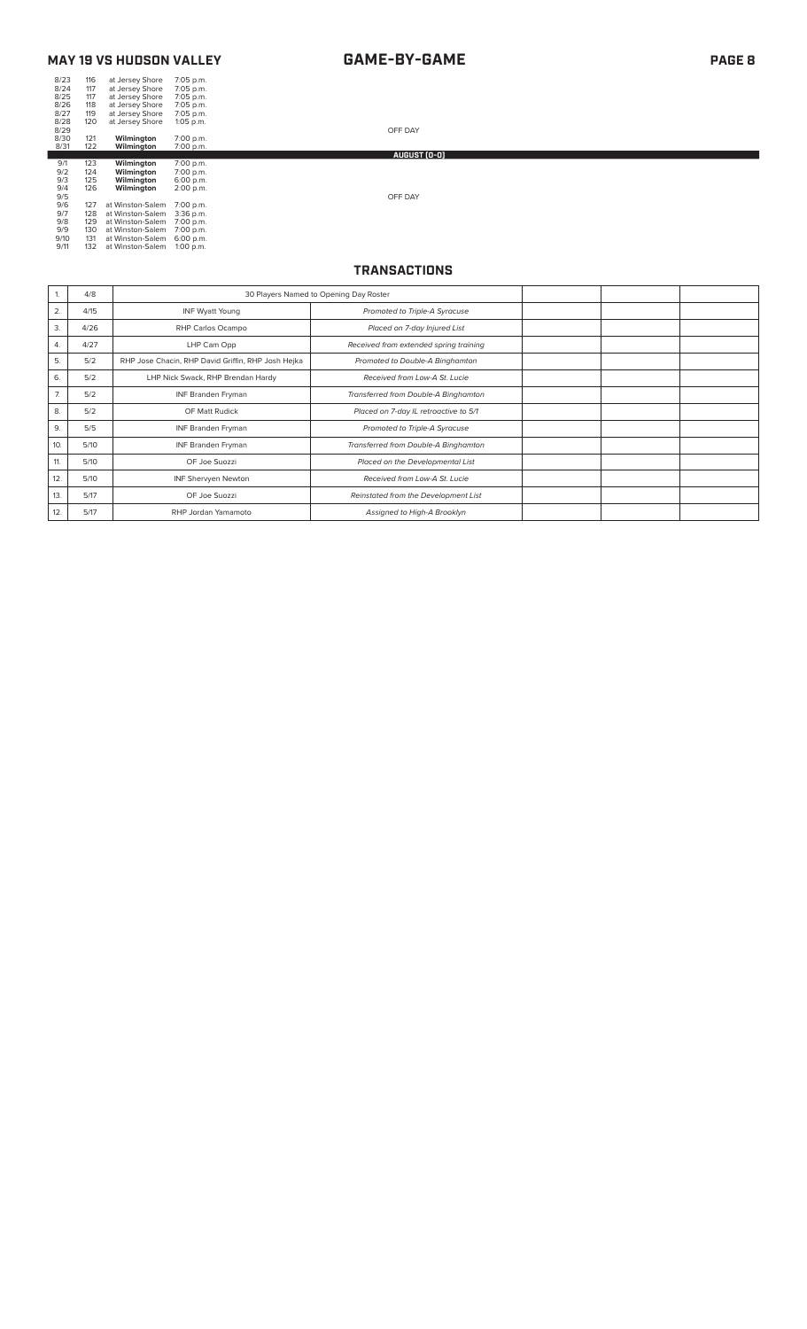## GAME-BY-GAME

| | | | | |
|---|---|---|---|---|
| 8/23 | 116 | at Jersey Shore | 7:05 p.m. | |
| 8/24 | 117 | at Jersey Shore | 7:05 p.m. | |
| 8/25 | 117 | at Jersey Shore | 7:05 p.m. | |
| 8/26 | 118 | at Jersey Shore | 7:05 p.m. | |
| 8/27 | 119 | at Jersey Shore | 7:05 p.m. | |
| 8/28 | 120 | at Jersey Shore | 1:05 p.m. | |
| 8/29 | | | | OFF DAY |
| 8/30 | 121 | **Wilmington** | 7:00 p.m. | |
| 8/31 | 122 | **Wilmington** | 7:00 p.m. | |
| | | | | **AUGUST (0-0)** |
| 9/1 | 123 | **Wilmington** | 7:00 p.m. | |
| 9/2 | 124 | **Wilmington** | 7:00 p.m. | |
| 9/3 | 125 | **Wilmington** | 6:00 p.m. | |
| 9/4 | 126 | **Wilmington** | 2:00 p.m. | |
| 9/5 | | | | OFF DAY |
| 9/6 | 127 | at Winston-Salem | 7:00 p.m. | |
| 9/7 | 128 | at Winston-Salem | 3:36 p.m. | |
| 9/8 | 129 | at Winston-Salem | 7:00 p.m. | |
| 9/9 | 130 | at Winston-Salem | 7:00 p.m. | |
| 9/10 | 131 | at Winston-Salem | 6:00 p.m. | |
| 9/11 | 132 | at Winston-Salem | 1:00 p.m. | |

## TRANSACTIONS

| | | | | | | |
|---|---|---|---|---|---|---|
| 1. | 4/8 | 30 Players Named to Opening Day Roster | | | | |
| 2. | 4/15 | INF Wyatt Young | *Promoted to Triple-A Syracuse* | | | |
| 3. | 4/26 | RHP Carlos Ocampo | *Placed on 7-day Injured List* | | | |
| 4. | 4/27 | LHP Cam Opp | *Received from extended spring training* | | | |
| 5. | 5/2 | RHP Jose Chacin, RHP David Griffin, RHP Josh Hejka | *Promoted to Double-A Binghamton* | | | |
| 6. | 5/2 | LHP Nick Swack, RHP Brendan Hardy | *Received from Low-A St. Lucie* | | | |
| 7. | 5/2 | INF Branden Fryman | *Transferred from Double-A Binghamton* | | | |
| 8. | 5/2 | OF Matt Rudick | *Placed on 7-day IL retroactive to 5/1* | | | |
| 9. | 5/5 | INF Branden Fryman | *Promoted to Triple-A Syracuse* | | | |
| 10. | 5/10 | INF Branden Fryman | *Transferred from Double-A Binghamton* | | | |
| 11. | 5/10 | OF Joe Suozzi | *Placed on the Developmental List* | | | |
| 12. | 5/10 | INF Shervyen Newton | *Received from Low-A St. Lucie* | | | |
| 13. | 5/17 | OF Joe Suozzi | *Reinstated from the Development List* | | | |
| 12. | 5/17 | RHP Jordan Yamamoto | *Assigned to High-A Brooklyn* | | | |